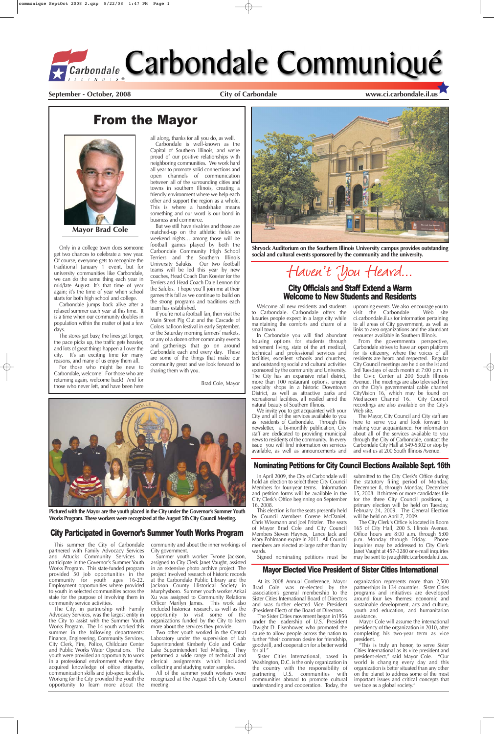# Carbondale Communiqué

**September - October, 2008** | **City of Carbondale** | **www.ci.carbondale.il.us**

## From the Mayor

**Mayor Brad Cole**

Only in a college town does someone get two chances to celebrate a new year. Of course, everyone gets to recognize the traditional January 1 event, but for university communities like Carbondale, we can do the same thing each year in mid/late August. It's that time of year again; it's the time of year when school starts for both high school and college.

Carbondale jumps back alive after a relaxed summer each year at this time. It is a time when our community doubles in population within the matter of just a few days.

The stores get busy, the lines get longer, the pace picks up, the traffic gets heavier, and lots of great things happen all over the city. It's an exciting time for many reasons, and many of us enjoy them all.

For those who might be new to Carbondale, welcome! For those who are returning again, welcome back! And for those who never left, and have been here all along, thanks for all you do, as well.

Carbondale is well-known as the Capital of Southern Illinois, and we're proud of our positive relationships with neighboring communities. We work hard all year to promote solid connections and open channels of communication between all of the surrounding cities and towns in southern Illinois, creating a friendly environment where we help each other and support the region as a whole. This is where a handshake means something and our word is our bond in business and commerce.

But we still have rivalries and those are matched-up on the athletic fields on weekend nights... among those will be football games played by both the Carbondale Community High School Terriers and the Southern Illinois University Salukis. Our two football teams will be led this year by new coaches, Head Coach Dan Koester for the Terriers and Head Coach Dale Lennon for the Salukis. I hope you'll join me at their games this fall as we continue to build on the strong programs and traditions each team has established.

If you're not a football fan, then visit the Main Street Pig Out and the Cascade of Colors balloon festival in early September, or the Saturday morning farmers' markets, or any of a dozen other community events and gatherings that go on around Carbondale each and every day. These are some of the things that make our community great and we look forward to sharing them with you.

Brad Cole, Mayor

**Shryock Auditorium on the Southern Illinois University campus provides outstanding social and cultural events sponsored by the community and the university.**

*Haven't You Heard...*

## City Officials and Staff Extend a Warm Welcome to New Students and Residents

Welcome all new residents and students to Carbondale. Carbondale offers the luxuries people expect in a large city while maintaining the comforts and charm of a small town.

In Carbondale you will find abundant housing options for students through retirement living, state of the art medical, technical and professional services and facilities, excellent schools and churches, and outstanding social and cultural activities sponsored by the community and University. The City has an expansive retail district, more than 100 restaurant options, unique specialty shops in a historic Downtown District, as well as attractive parks and recreational facilities, all nestled amid the natural beauty of Southern Illinois.

We invite you to get acquainted with your City and all of the services available to you as residents of Carbondale. Through this newsletter, a bi-monthly publication, City staff are dedicated to providing municipal news to residents of the community. In every issue you will find information on services available, as well as announcements and upcoming events. We also encourage you to visit the Carbondale Web site ci.carbondale.il.us for information pertaining to all areas of City government, as well as links to area organizations and the abundant resources available in Southern Illinois.

From the governmental perspective, Carbondale strives to have an open platform for its citizenry, where the voices of all residents are heard and respected. Regular City Council meetings are held on the lst and 3rd Tuesdays of each month at 7:00 p.m. in the Civic Center at 200 South Illinois Avenue. The meetings are also televised live on the City's governmental cable channel CityVision 16, which may be found on Mediacom Channel 16. City Council recordings are also available on the City's Web site.

The Mayor, City Council and City staff are here to serve you and look forward to making your acquaintance. For information about all of the services available to you through the City of Carbondale, contact the Carbondale City Hall at 549-5302 or stop by and visit us at 200 South Illinois Avenue.

**Pictured with the Mayor are the youth placed in the City under the Governor's Summer Youth Works Program. These workers were recognized at the August 5th City Council Meeting.**

## City Participated in Governor's Summer Youth Works Program

This summer the City of Carbondale partnered with Family Advocacy Services and Attucks Community Services to participate in the Governor's Summer Youth Works Program. This state-funded program provided 50 job opportunities in the community for youth ages 16-22. Employment opportunities where provided to youth in selected communities across the state for the purpose of involving them in community service activities.

The City, in partnership with Family Advocacy Services, was the largest entity in the City to assist with the Summer Youth Works Program. The 14 youth worked this summer in the following departments: Finance, Engineering, Community Services, City Clerk, Fire, Police, Childcare Center and Public Works Water Operations. The youth were provided an opportunity to work in a professional environment where they acquired knowledge of office etiquette, communication skills and job-specific skills. Working for the City provided the youth the opportunity to learn more about the community and about the inner workings of City government.

Summer youth worker Tyrone Jackson, assigned to City Clerk Janet Vaught, assisted in an extensive photo archive project. The project involved research of historic records at the Carbondale Public Library and the Jackson County Historical Society in Murphysboro. Summer youth worker Ankai Xu was assigned to Community Relations Officer Marilyn James. This work also included historical research, as well as the opportunity to visit some of the organizations funded by the City to learn more about the services they provide.

Two other youth worked in the Central Laboratory under the supervision of Lab Superintendent Kimberly Cole and Cedar Lake Superintendent Ted Mieling. They performed a wide range of technical and clerical assignments which included collecting and studying water samples.

All of the summer youth workers were recognized at the August 5th City Council meeting.

## Nominating Petitions for City Council Elections Available Sept. 16th

In April 2009, the City of Carbondale will hold an election to select three City Council Members for four-year terms. Information and petition forms will be available in the City Clerk's Office beginning on September 16, 2008.

This election is for the seats presently held by Council Members Corene McDaniel, Chris Wissmann and Joel Fritzler. The seats of Mayor Brad Cole and City Council Members Steven Haynes, Lance Jack and Mary Pohlmann expire in 2011. All Council members are elected at-large rather than by wards.

Signed nominating petitions must be submitted to the City Clerk's Office during the statutory filing period of Monday, December 8, through Monday, December 15, 2008. If thirteen or more candidates file for the three City Council positions, a primary election will be held on Tuesday, February 24, 2009. The General Election will be held on April 7, 2009.

The City Clerk's Office is located in Room 165 of City Hall, 200 S. Illinois Avenue. Office hours are 8:00 a.m. through 5:00 p.m. Monday through Friday. Phone inquiries may be addressed to City Clerk Janet Vaught at 457-3280 or e-mail inquiries may be sent to jvaught@ci.carbondale.il.us.

## Mayor Elected Vice President of Sister Cities International

At its 2008 Annual Conference, Mayor Brad Cole was re-elected by the association's general membership to the Sister Cities International Board of Directors and was further elected Vice President (President-Elect) of the Board of Directors.

The Sister Cities movement began in1956 under the leadership of U.S. President Dwight D. Eisenhower, who promoted the cause to allow people across the nation to further "their common desire for friendship, goodwill, and cooperation for a better world for all."

Sister Cities International, based in Washington, D.C. is the only organization in the country with the responsibility of partnering U.S. communities with communities abroad to promote cultural understanding and cooperation. Today, the organization represents more than 2,500 partnerships in 134 countries. Sister Cities programs and initiatives are developed around four key themes: economic and sustainable development, arts and culture, youth and education, and humanitarian assistance.

Mayor Cole will assume the international presidency of the organization in 2010, after completing his two-year term as vice president.

"This is truly an honor, to serve Sister Cities International as its vice president and president-elect," said Mayor Cole. "Our world is changing every day and this organization is better situated than any other on the planet to address some of the most important issues and critical concepts that we face as a global society."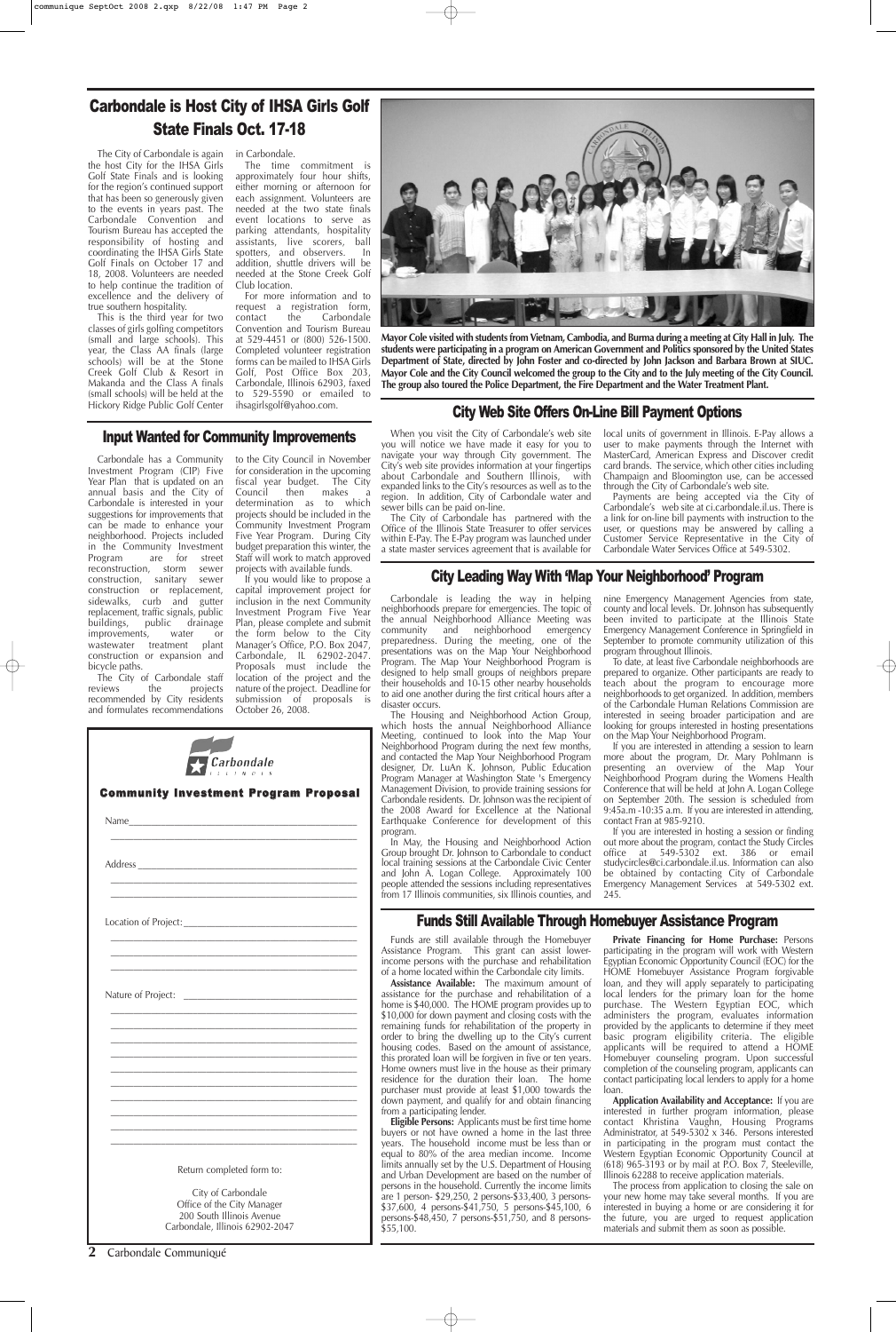## Carbondale is Host City of IHSA Girls Golf State Finals Oct. 17-18

The City of Carbondale is again the host City for the IHSA Girls Golf State Finals and is looking for the region's continued support that has been so generously given to the events in years past. The Carbondale Convention and Tourism Bureau has accepted the responsibility of hosting and coordinating the IHSA Girls State Golf Finals on October 17 and 18, 2008. Volunteers are needed to help continue the tradition of excellence and the delivery of true southern hospitality.

This is the third year for two classes of girls golfing competitors (small and large schools). This year, the Class AA finals (large schools) will be at the Stone Creek Golf Club & Resort in Makanda and the Class A finals (small schools) will be held at the Hickory Ridge Public Golf Center in Carbondale.

The time commitment is approximately four hour shifts, either morning or afternoon for each assignment. Volunteers are needed at the two state finals event locations to serve as parking attendants, hospitality assistants, live scorers, ball spotters, and observers. In addition, shuttle drivers will be needed at the Stone Creek Golf Club location.

For more information and to request a registration form, contact the Carbondale Convention and Tourism Bureau at 529-4451 or (800) 526-1500. Completed volunteer registration forms can be mailed to IHSA Girls Golf, Post Office Box 203, Carbondale, Illinois 62903, faxed to 529-5590 or emailed to ihsagirlsgolf@yahoo.com.

**Mayor Cole visited with students from Vietnam, Cambodia, and Burma during a meeting at City Hall in July. The students were participating in a program on American Government and Politics sponsored by the United States Department of State, directed by John Foster and co-directed by John Jackson and Barbara Brown at SIUC. Mayor Cole and the City Council welcomed the group to the City and to the July meeting of the City Council. The group also toured the Police Department, the Fire Department and the Water Treatment Plant.**

## Input Wanted for Community Improvements

Carbondale has a Community Investment Program (CIP) Five Year Plan that is updated on an annual basis and the City of Carbondale is interested in your suggestions for improvements that can be made to enhance your neighborhood. Projects included in the Community Investment Program are for street reconstruction, storm sewer construction, sanitary sewer construction or replacement, sidewalks, curb and gutter replacement, traffic signals, public buildings, public drainage improvements, water or wastewater treatment plant construction or expansion and bicycle paths.

The City of Carbondale staff reviews the projects recommended by City residents and formulates recommendations to the City Council in November for consideration in the upcoming fiscal year budget. The City Council then makes a determination as to which projects should be included in the Community Investment Program Five Year Program. During City budget preparation this winter, the Staff will work to match approved projects with available funds.

If you would like to propose a capital improvement project for inclusion in the next Community Investment Program Five Year Plan, please complete and submit the form below to the City Manager's Office, P.O. Box 2047, Carbondale, IL 62902-2047. Proposals must include the location of the project and the nature of the project. Deadline for submission of proposals is October 26, 2008.

Carbondale ILLINOIS

### Community Investment Program Proposal

Name\_\_\_\_\_\_\_\_\_\_\_\_\_\_\_\_\_\_\_\_\_\_\_\_\_\_\_\_\_\_\_\_\_\_\_\_\_\_\_\_

Address\_\_\_\_\_\_\_\_\_\_\_\_\_\_\_\_\_\_\_\_\_\_\_\_\_\_\_\_\_\_\_\_\_\_\_\_\_\_

Location of Project:\_\_\_\_\_\_\_\_\_\_\_\_\_\_\_\_\_\_\_\_\_\_\_\_\_\_\_\_\_\_

Nature of Project: \_\_\_\_\_\_\_\_\_\_\_\_\_\_\_\_\_\_\_\_\_\_\_\_\_\_\_\_\_\_

Return completed form to:

City of Carbondale
Office of the City Manager
200 South Illinois Avenue
Carbondale, Illinois 62902-2047

## City Web Site Offers On-Line Bill Payment Options

When you visit the City of Carbondale's web site you will notice we have made it easy for you to navigate your way through City government. The City's web site provides information at your fingertips about Carbondale and Southern Illinois, with expanded links to the City's resources as well as to the region. In addition, City of Carbondale water and sewer bills can be paid on-line.

The City of Carbondale has partnered with the Office of the Illinois State Treasurer to offer services within E-Pay. The E-Pay program was launched under a state master services agreement that is available for local units of government in Illinois. E-Pay allows a user to make payments through the Internet with MasterCard, American Express and Discover credit card brands. The service, which other cities including Champaign and Bloomington use, can be accessed through the City of Carbondale's web site.

Payments are being accepted via the City of Carbondale's web site at ci.carbondale.il.us. There is a link for on-line bill payments with instruction to the user, or questions may be answered by calling a Customer Service Representative in the City of Carbondale Water Services Office at 549-5302.

## City Leading Way With 'Map Your Neighborhood' Program

Carbondale is leading the way in helping neighborhoods prepare for emergencies. The topic of the annual Neighborhood Alliance Meeting was community and neighborhood emergency preparedness. During the meeting, one of the presentations was on the Map Your Neighborhood Program. The Map Your Neighborhood Program is designed to help small groups of neighbors prepare their households and 10-15 other nearby households to aid one another during the first critical hours after a disaster occurs.

The Housing and Neighborhood Action Group, which hosts the annual Neighborhood Alliance Meeting, continued to look into the Map Your Neighborhood Program during the next few months, and contacted the Map Your Neighborhood Program designer, Dr. LuAn K. Johnson, Public Education Program Manager at Washington State 's Emergency Management Division, to provide training sessions for Carbondale residents. Dr. Johnson was the recipient of the 2008 Award for Excellence at the National Earthquake Conference for development of this program.

In May, the Housing and Neighborhood Action Group brought Dr. Johnson to Carbondale to conduct local training sessions at the Carbondale Civic Center and John A. Logan College. Approximately 100 people attended the sessions including representatives from 17 Illinois communities, six Illinois counties, and nine Emergency Management Agencies from state, county and local levels. Dr. Johnson has subsequently been invited to participate at the Illinois State Emergency Management Conference in Springfield in September to promote community utilization of this program throughout Illinois.

To date, at least five Carbondale neighborhoods are prepared to organize. Other participants are ready to teach about the program to encourage more neighborhoods to get organized. In addition, members of the Carbondale Human Relations Commission are interested in seeing broader participation and are looking for groups interested in hosting presentations on the Map Your Neighborhood Program.

If you are interested in attending a session to learn more about the program, Dr. Mary Pohlmann is presenting an overview of the Map Your Neighborhood Program during the Womens Health Conference that will be held at John A. Logan College on September 20th. The session is scheduled from 9:45a.m -10:35 a.m. If you are interested in attending, contact Fran at 985-9210.

If you are interested in hosting a session or finding out more about the program, contact the Study Circles office at 549-5302 ext. 386 or email studycircles@ci.carbondale.il.us. Information can also be obtained by contacting City of Carbondale Emergency Management Services at 549-5302 ext. 245.

## Funds Still Available Through Homebuyer Assistance Program

Funds are still available through the Homebuyer Assistance Program. This grant can assist lower-income persons with the purchase and rehabilitation of a home located within the Carbondale city limits.

**Assistance Available:** The maximum amount of assistance for the purchase and rehabilitation of a home is $40,000. The HOME program provides up to $10,000 for down payment and closing costs with the remaining funds for rehabilitation of the property in order to bring the dwelling up to the City's current housing codes. Based on the amount of assistance, this prorated loan will be forgiven in five or ten years. Home owners must live in the house as their primary residence for the duration their loan. The home purchaser must provide at least $1,000 towards the down payment, and qualify for and obtain financing from a participating lender.

**Eligible Persons:** Applicants must be first time home buyers or not have owned a home in the last three years. The household income must be less than or equal to 80% of the area median income. Income limits annually set by the U.S. Department of Housing and Urban Development are based on the number of persons in the household. Currently the income limits are 1 person- $29,250, 2 persons-$33,400, 3 persons-$37,600, 4 persons-$41,750, 5 persons-$45,100, 6 persons-$48,450, 7 persons-$51,750, and 8 persons-$55,100.

**Private Financing for Home Purchase:** Persons participating in the program will work with Western Egyptian Economic Opportunity Council (EOC) for the HOME Homebuyer Assistance Program forgivable loan, and they will apply separately to participating local lenders for the primary loan for the home purchase. The Western Egyptian EOC, which administers the program, evaluates information provided by the applicants to determine if they meet basic program eligibility criteria. The eligible applicants will be required to attend a HOME Homebuyer counseling program. Upon successful completion of the counseling program, applicants can contact participating local lenders to apply for a home loan.

**Application Availability and Acceptance:** If you are interested in further program information, please contact Khristina Vaughn, Housing Programs Administrator, at 549-5302 x 346. Persons interested in participating in the program must contact the Western Egyptian Economic Opportunity Council at (618) 965-3193 or by mail at P.O. Box 7, Steeleville, Illinois 62288 to receive application materials.

The process from application to closing the sale on your new home may take several months. If you are interested in buying a home or are considering it for the future, you are urged to request application materials and submit them as soon as possible.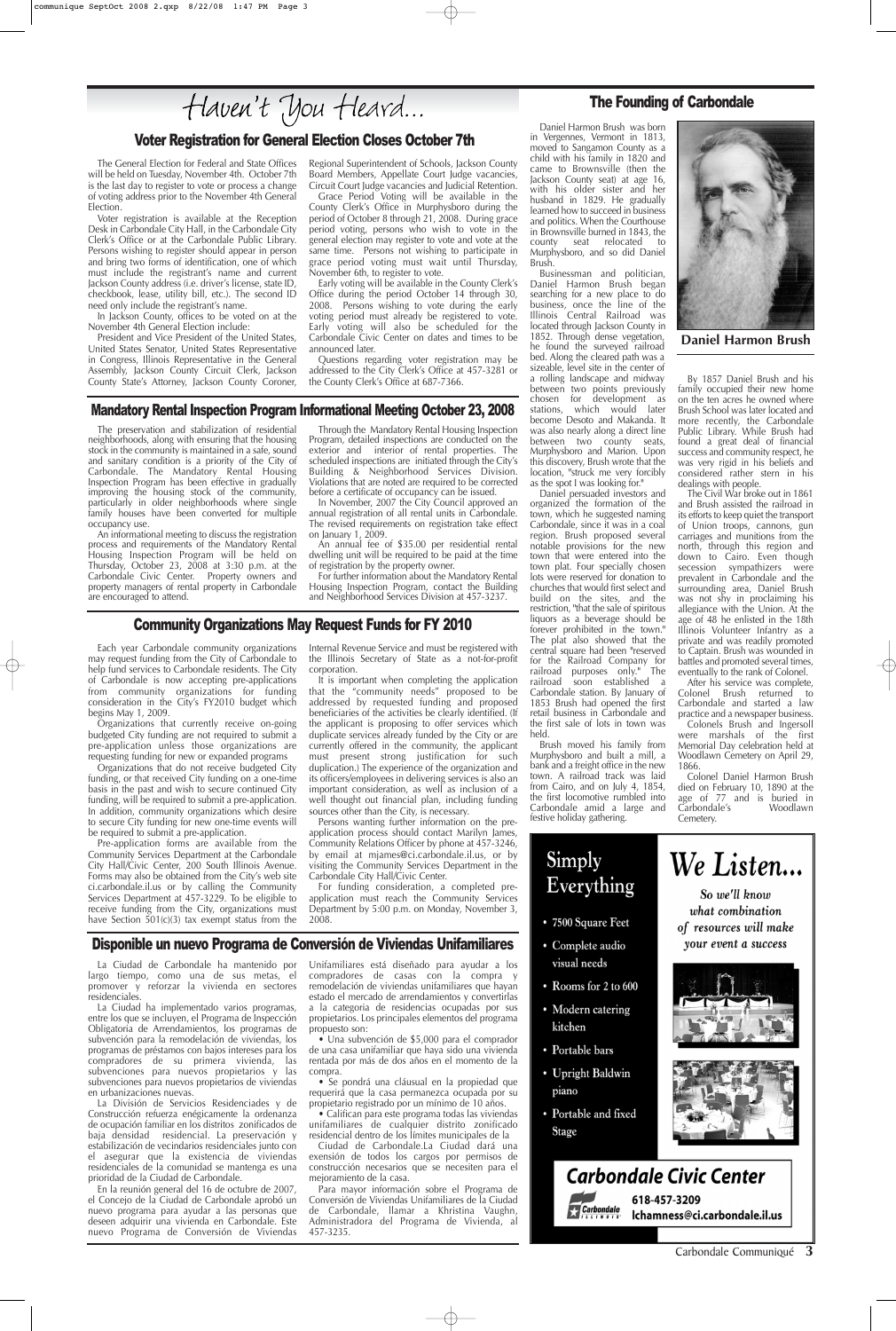# Haven't You Heard...

## Voter Registration for General Election Closes October 7th

The General Election for Federal and State Offices will be held on Tuesday, November 4th. October 7th is the last day to register to vote or process a change of voting address prior to the November 4th General Election.

Voter registration is available at the Reception Desk in Carbondale City Hall, in the Carbondale City Clerk's Office or at the Carbondale Public Library. Persons wishing to register should appear in person and bring two forms of identification, one of which must include the registrant's name and current Jackson County address (i.e. driver's license, state ID, checkbook, lease, utility bill, etc.). The second ID need only include the registrant's name.

In Jackson County, offices to be voted on at the November 4th General Election include:

President and Vice President of the United States, United States Senator, United States Representative in Congress, Illinois Representative in the General Assembly, Jackson County Circuit Clerk, Jackson County State's Attorney, Jackson County Coroner, Regional Superintendent of Schools, Jackson County Board Members, Appellate Court Judge vacancies, Circuit Court Judge vacancies and Judicial Retention.

Grace Period Voting will be available in the County Clerk's Office in Murphysboro during the period of October 8 through 21, 2008. During grace period voting, persons who wish to vote in the general election may register to vote and vote at the same time. Persons not wishing to participate in grace period voting must wait until Thursday, November 6th, to register to vote.

Early voting will be available in the County Clerk's Office during the period October 14 through 30, 2008. Persons wishing to vote during the early voting period must already be registered to vote. Early voting will also be scheduled for the Carbondale Civic Center on dates and times to be announced later.

Questions regarding voter registration may be addressed to the City Clerk's Office at 457-3281 or the County Clerk's Office at 687-7366.

## Mandatory Rental Inspection Program Informational Meeting October 23, 2008

The preservation and stabilization of residential neighborhoods, along with ensuring that the housing stock in the community is maintained in a safe, sound and sanitary condition is a priority of the City of Carbondale. The Mandatory Rental Housing Inspection Program has been effective in gradually improving the housing stock of the community, particularly in older neighborhoods where single family houses have been converted for multiple occupancy use.

An informational meeting to discuss the registration process and requirements of the Mandatory Rental Housing Inspection Program will be held on Thursday, October 23, 2008 at 3:30 p.m. at the Carbondale Civic Center. Property owners and property managers of rental property in Carbondale are encouraged to attend.

Through the Mandatory Rental Housing Inspection Program, detailed inspections are conducted on the exterior and interior of rental properties. The scheduled inspections are initiated through the City's Building & Neighborhood Services Division. Violations that are noted are required to be corrected before a certificate of occupancy can be issued.

In November, 2007 the City Council approved an annual registration of all rental units in Carbondale. The revised requirements on registration take effect on January 1, 2009.

An annual fee of $35.00 per residential rental dwelling unit will be required to be paid at the time of registration by the property owner.

For further information about the Mandatory Rental Housing Inspection Program, contact the Building and Neighborhood Services Division at 457-3237.

## Community Organizations May Request Funds for FY 2010

Each year Carbondale community organizations may request funding from the City of Carbondale to help fund services to Carbondale residents. The City of Carbondale is now accepting pre-applications from community organizations for funding consideration in the City's FY2010 budget which begins May 1, 2009.

Organizations that currently receive on-going budgeted City funding are not required to submit a pre-application unless those organizations are requesting funding for new or expanded programs

Organizations that do not receive budgeted City funding, or that received City funding on a one-time basis in the past and wish to secure continued City funding, will be required to submit a pre-application. In addition, community organizations which desire to secure City funding for new one-time events will be required to submit a pre-application.

Pre-application forms are available from the Community Services Department at the Carbondale City Hall/Civic Center, 200 South Illinois Avenue. Forms may also be obtained from the City's web site ci.carbondale.il.us or by calling the Community Services Department at 457-3229. To be eligible to receive funding from the City, organizations must have Section 501(c)(3) tax exempt status from the Internal Revenue Service and must be registered with the Illinois Secretary of State as a not-for-profit corporation.

It is important when completing the application that the "community needs" proposed to be addressed by requested funding and proposed beneficiaries of the activities be clearly identified. (If the applicant is proposing to offer services which duplicate services already funded by the City or are currently offered in the community, the applicant must present strong justification for such duplication.) The experience of the organization and its officers/employees in delivering services is also an important consideration, as well as inclusion of a well thought out financial plan, including funding sources other than the City, is necessary.

Persons wanting further information on the pre-application process should contact Marilyn James, Community Relations Officer by phone at 457-3246, by email at mjames@ci.carbondale.il.us, or by visiting the Community Services Department in the Carbondale City Hall/Civic Center.

For funding consideration, a completed pre-application must reach the Community Services Department by 5:00 p.m. on Monday, November 3, 2008.

## Disponible un nuevo Programa de Conversión de Viviendas Unifamiliares

La Ciudad de Carbondale ha mantenido por largo tiempo, como una de sus metas, el promover y reforzar la vivienda en sectores residenciales.

La Ciudad ha implementado varios programas, entre los que se incluyen, el Programa de Inspección Obligatoria de Arrendamientos, los programas de subvención para la remodelación de viviendas, los programas de préstamos con bajos intereses para los compradores de su primera vivienda, las subvenciones para nuevos propietarios y las subvenciones para nuevos propietarios de viviendas en urbanizaciones nuevas.

La División de Servicios Residenciales y de Construcción refuerza enérgicamente la ordenanza de ocupación familiar en los distritos zonificados de baja densidad residencial. La preservación y estabilización de vecindarios residenciales junto con el asegurar que la existencia de viviendas residenciales de la comunidad se mantenga es una prioridad de la Ciudad de Carbondale.

En la reunión general del 16 de octubre de 2007, el Concejo de la Ciudad de Carbondale aprobó un nuevo programa para ayudar a las personas que deseen adquirir una vivienda en Carbondale. Este nuevo Programa de Conversión de Viviendas Unifamiliares está diseñado para ayudar a los compradores de casas con la compra y remodelación de viviendas unifamiliares que hayan estado el mercado de arrendamientos y convertirlas a la categoría de residencias ocupadas por sus propietarios. Los principales elementos del programa propuesto son:

- Una subvención de $5,000 para el comprador de una casa unifamiliar que haya sido una vivienda rentada por más de dos años en el momento de la compra.
- Se pondrá una cláusual en la propiedad que requerirá que la casa permanezca ocupada por su propietario registrado por un mínimo de 10 años.
- Califican para este programa todas las viviendas unifamiliares de cualquier distrito zonificado residencial dentro de los límites municipales de la Ciudad de Carbondale.La Ciudad dará una exensión de todos los cargos por permisos de construcción necesarios que se necesiten para el mejoramiento de la casa.

Para mayor información sobre el Programa de Conversión de Viviendas Unifamiliares de la Ciudad de Carbondale, llamar a Khristina Vaughn, Administradora del Programa de Vivienda, al 457-3235.

## The Founding of Carbondale

Daniel Harmon Brush was born in Vergennes, Vermont in 1813, moved to Sangamon County as a child with his family in 1820 and came to Brownsville (then the Jackson County seat) at age 16, with his older sister and her husband in 1829. He gradually learned how to succeed in business and politics. When the Courthouse in Brownsville burned in 1843, the county seat relocated to Murphysboro, and so did Daniel Brush.

**Daniel Harmon Brush**

Businessman and politician, Daniel Harmon Brush began searching for a new place to do business, once the line of the Illinois Central Railroad was located through Jackson County in 1852. Through dense vegetation, he found the surveyed railroad bed. Along the cleared path was a sizeable, level site in the center of a rolling landscape and midway between two points previously chosen for development as stations, which would later become Desoto and Makanda. It was also nearly along a direct line between two county seats, Murphysboro and Marion. Upon this discovery, Brush wrote that the location, "struck me very forcibly as the spot I was looking for."

Daniel persuaded investors and organized the formation of the town, which he suggested naming Carbondale, since it was in a coal region. Brush proposed several notable provisions for the new town that were entered into the town plat. Four specially chosen lots were reserved for donation to churches that would first select and build on the sites, and the restriction, "that the sale of spiritous liquors as a beverage should be forever prohibited in the town." The plat also showed that the central square had been "reserved for the Railroad Company for railroad purposes only." The railroad soon established a Carbondale station. By January of 1853 Brush had opened the first retail business in Carbondale and the first sale of lots in town was held.

Brush moved his family from Murphysboro and built a mill, a bank and a freight office in the new town. A railroad track was laid from Cairo, and on July 4, 1854, the first locomotive rumbled into Carbondale amid a large and festive holiday gathering.

By 1857 Daniel Brush and his family occupied their new home on the ten acres he owned where Brush School was later located and more recently, the Carbondale Public Library. While Brush had found a great deal of financial success and community respect, he was very rigid in his beliefs and considered rather stern in his dealings with people.

The Civil War broke out in 1861 and Brush assisted the railroad in its efforts to keep quiet the transport of Union troops, cannons, gun carriages and munitions from the north, through this region and down to Cairo. Even though secession sympathizers were prevalent in Carbondale and the surrounding area, Daniel Brush was not shy in proclaiming his allegiance with the Union. At the age of 48 he enlisted in the 18th Illinois Volunteer Infantry as a private and was readily promoted to Captain. Brush was wounded in battles and promoted several times, eventually to the rank of Colonel.

After his service was complete, Colonel Brush returned to Carbondale and started a law practice and a newspaper business.

Colonels Brush and Ingersoll were marshals of the first Memorial Day celebration held at Woodlawn Cemetery on April 29, 1866.

Colonel Daniel Harmon Brush died on February 10, 1890 at the age of 77 and is buried in Carbondale's Woodlawn Cemetery.

---

**Simply Everything**

- 7500 Square Feet
- Complete audio visual needs
- Rooms for 2 to 600
- Modern catering kitchen
- Portable bars
- Upright Baldwin piano
- Portable and fixed Stage

***We Listen...***

*So we'll know what combination of resources will make your event a success*

***Carbondale Civic Center***

618-457-3209
lchamness@ci.carbondale.il.us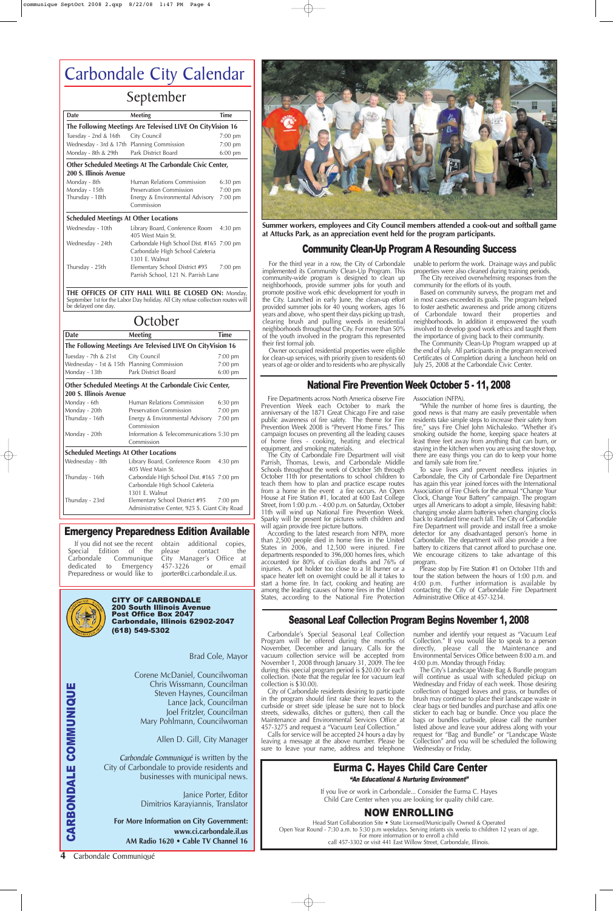# Carbondale City Calendar

## September

| Date | Meeting | Time |
|---|---|---|
| **The Following Meetings Are Televised LIVE On CityVision 16** | | |
| Tuesday - 2nd & 16th | City Council | 7:00 pm |
| Wednesday - 3rd & 17th | Planning Commission | 7:00 pm |
| Monday - 8th & 29th | Park District Board | 6:00 pm |
| **Other Scheduled Meetings At The Carbondale Civic Center, 200 S. Illinois Avenue** | | |
| Monday - 8th | Human Relations Commission | 6:30 pm |
| Monday - 15th | Preservation Commission | 7:00 pm |
| Thursday - 18th | Energy & Environmental Advisory Commission | 7:00 pm |
| **Scheduled Meetings At Other Locations** | | |
| Wednesday - 10th | Library Board, Conference Room 405 West Main St. | 4:30 pm |
| Wednesday - 24th | Carbondale High School Dist. #165 Carbondale High School Cafeteria 1301 E. Walnut | 7:00 pm |
| Thursday - 25th | Elementary School District #95 Parrish School, 121 N. Parrish Lane | 7:00 pm |

**THE OFFICES OF CITY HALL WILL BE CLOSED ON:** Monday, September 1st for the Labor Day holiday. All City refuse collection routes will be delayed one day.

## October

| Date | Meeting | Time |
|---|---|---|
| **The Following Meetings Are Televised LIVE On CityVision 16** | | |
| Tuesday - 7th & 21st | City Council | 7:00 pm |
| Wednesday - 1st & 15th | Planning Commission | 7:00 pm |
| Monday - 13th | Park District Board | 6:00 pm |
| **Other Scheduled Meetings At the Carbondale Civic Center, 200 S. Illinois Avenue** | | |
| Monday - 6th | Human Relations Commission | 6:30 pm |
| Monday - 20th | Preservation Commission | 7:00 pm |
| Thursday - 16th | Energy & Environmental Advisory Commission | 7:00 pm |
| Monday - 20th | Information & Telecommunications Commission | 5:30 pm |
| **Scheduled Meetings At Other Locations** | | |
| Wednesday - 8th | Library Board, Conference Room 405 West Main St. | 4:30 pm |
| Thursday - 16th | Carbondale High School Dist. #165 Carbondale High School Cafeteria 1301 E. Walnut | 7:00 pm |
| Thursday - 23rd | Elementary School District #95 Administrative Center, 925 S. Giant City Road | 7:00 pm |

## Emergency Preparedness Edition Available

If you did not see the recent Special Edition of the Carbondale Communique dedicated to Emergency Preparedness or would like to obtain additional copies, please contact the City Manager's Office at 457-3226 or email jporter@ci.carbondale.il.us.

**CITY OF CARBONDALE**
**200 South Illinois Avenue**
**Post Office Box 2047**
**Carbondale, Illinois 62902-2047**
**(618) 549-5302**

**CARBONDALE COMMUNIQUE**

Brad Cole, Mayor

Corene McDaniel, Councilwoman
Chris Wissmann, Councilman
Steven Haynes, Councilman
Lance Jack, Councilman
Joel Fritzler, Councilman
Mary Pohlmann, Councilwoman

Allen D. Gill, City Manager

*Carbondale Communiqué* is written by the City of Carbondale to provide residents and businesses with municipal news.

Janice Porter, Editor
Dimitrios Karayiannis, Translator

**For More Information on City Government:**
**www.ci.carbondale.il.us**
**AM Radio 1620 • Cable TV Channel 16**

**Summer workers, employees and City Council members attended a cook-out and softball game at Attucks Park, as an appreciation event held for the program participants.**

## Community Clean-Up Program A Resounding Success

For the third year in a row, the City of Carbondale implemented its Community Clean-Up Program. This community-wide program is designed to clean up neighborhoods, provide summer jobs for youth and promote positive work ethic development for youth in the City. Launched in early June, the clean-up effort provided summer jobs for 40 young workers, ages 16 years and above, who spent their days picking up trash, clearing brush and pulling weeds in residential neighborhoods throughout the City. For more than 50% of the youth involved in the program this represented their first formal job.

Owner occupied residential properties were eligible for clean-up services, with priority given to residents 60 years of age or older and to residents who are physically unable to perform the work. Drainage ways and public properties were also cleaned during training periods.

The City received overwhelming responses from the community for the efforts of its youth.

Based on community surveys, the program met and in most cases exceeded its goals. The program helped to foster aesthetic awareness and pride among citizens of Carbondale toward their properties and neighborhoods. In addition it empowered the youth involved to develop good work ethics and taught them the importance of giving back to their community.

The Community Clean-Up Program wrapped up at the end of July. All participants in the program received Certificates of Completion during a luncheon held on July 25, 2008 at the Carbondale Civic Center.

## National Fire Prevention Week October 5 - 11, 2008

Fire Departments across North America observe Fire Prevention Week each October to mark the anniversary of the 1871 Great Chicago Fire and raise public awareness of fire safety. The theme for Fire Prevention Week 2008 is "Prevent Home Fires." This campaign focuses on preventing all the leading causes of home fires - cooking, heating and electrical equipment, and smoking materials.

The City of Carbondale Fire Department will visit Parrish, Thomas, Lewis, and Carbondale Middle Schools throughout the week of October 5th through October 11th for presentations to school children to teach them how to plan and practice escape routes from a home in the event a fire occurs. An Open House at Fire Station #1, located at 600 East College Street, from 1:00 p.m. - 4:00 p.m. on Saturday, October 11th will wind up National Fire Prevention Week. Sparky will be present for pictures with children and will again provide free picture buttons.

According to the latest research from NFPA, more than 2,500 people died in home fires in the United States in 2006, and 12,500 were injured. Fire departments responded to 396,000 homes fires, which accounted for 80% of civilian deaths and 76% of injuries. A pot holder too close to a lit burner or a space heater left on overnight could be all it takes to start a home fire. In fact, cooking and heating are among the leading causes of home fires in the United States, according to the National Fire Protection Association (NFPA).

"While the number of home fires is daunting, the good news is that many are easily preventable when residents take simple steps to increase their safety from fire," says Fire Chief John Michalesko. "Whether it's smoking outside the home, keeping space heaters at least three feet away from anything that can burn, or staying in the kitchen when you are using the stove top, there are easy things you can do to keep your home and family safe from fire."

To save lives and prevent needless injuries in Carbondale, the City of Carbondale Fire Department has again this year joined forces with the International Association of Fire Chiefs for the annual "Change Your Clock, Change Your Battery" campaign. The program urges all Americans to adopt a simple, lifesaving habit: changing smoke alarm batteries when changing clocks back to standard time each fall. The City of Carbondale Fire Department will provide and install free a smoke detector for any disadvantaged person's home in Carbondale. The department will also provide a free battery to citizens that cannot afford to purchase one. We encourage citizens to take advantage of this program.

Please stop by Fire Station #1 on October 11th and tour the station between the hours of 1:00 p.m. and 4:00 p.m. Further information is available by contacting the City of Carbondale Fire Department Administrative Office at 457-3234.

## Seasonal Leaf Collection Program Begins November 1, 2008

Carbondale's Special Seasonal Leaf Collection Program will be offered during the months of November, December and January. Calls for the vacuum collection service will be accepted from November 1, 2008 through January 31, 2009. The fee during this special program period is $20.00 for each collection. (Note that the regular fee for vacuum leaf collection is $30.00).

City of Carbondale residents desiring to participate in the program should first rake their leaves to the curbside or street side (please be sure not to block streets, sidewalks, ditches or gutters), then call the Maintenance and Environmental Services Office at 457-3275 and request a "Vacuum Leaf Collection."

Calls for service will be accepted 24 hours a day by leaving a message at the above number. Please be sure to leave your name, address and telephone number and identify your request as "Vacuum Leaf Collection." If you would like to speak to a person directly, please call the Maintenance and Environmental Services Office between 8:00 a.m. and 4:00 p.m. Monday through Friday.

The City's Landscape Waste Bag & Bundle program will continue as usual with scheduled pickup on Wednesday and Friday of each week. Those desiring collection of bagged leaves and grass, or bundles of brush may continue to place their landscape waste in clear bags or tied bundles and purchase and affix one sticker to each bag or bundle. Once you place the bags or bundles curbside, please call the number listed above and leave your address along with your request for "Bag and Bundle" or "Landscape Waste Collection" and you will be scheduled the following Wednesday or Friday.

## Eurma C. Hayes Child Care Center

***"An Educational & Nurturing Environment"***

If you live or work in Carbondale... Consider the Eurma C. Hayes Child Care Center when you are looking for quality child care.

### NOW ENROLLING

Head Start Collaboration Site • State Licensed/Municipally Owned & Operated
Open Year Round - 7:30 a.m. to 5:30 p.m weekdays. Serving infants six weeks to children 12 years of age.
For more information or to enroll a child
call 457-3302 or visit 441 East Willow Street, Carbondale, Illinois.